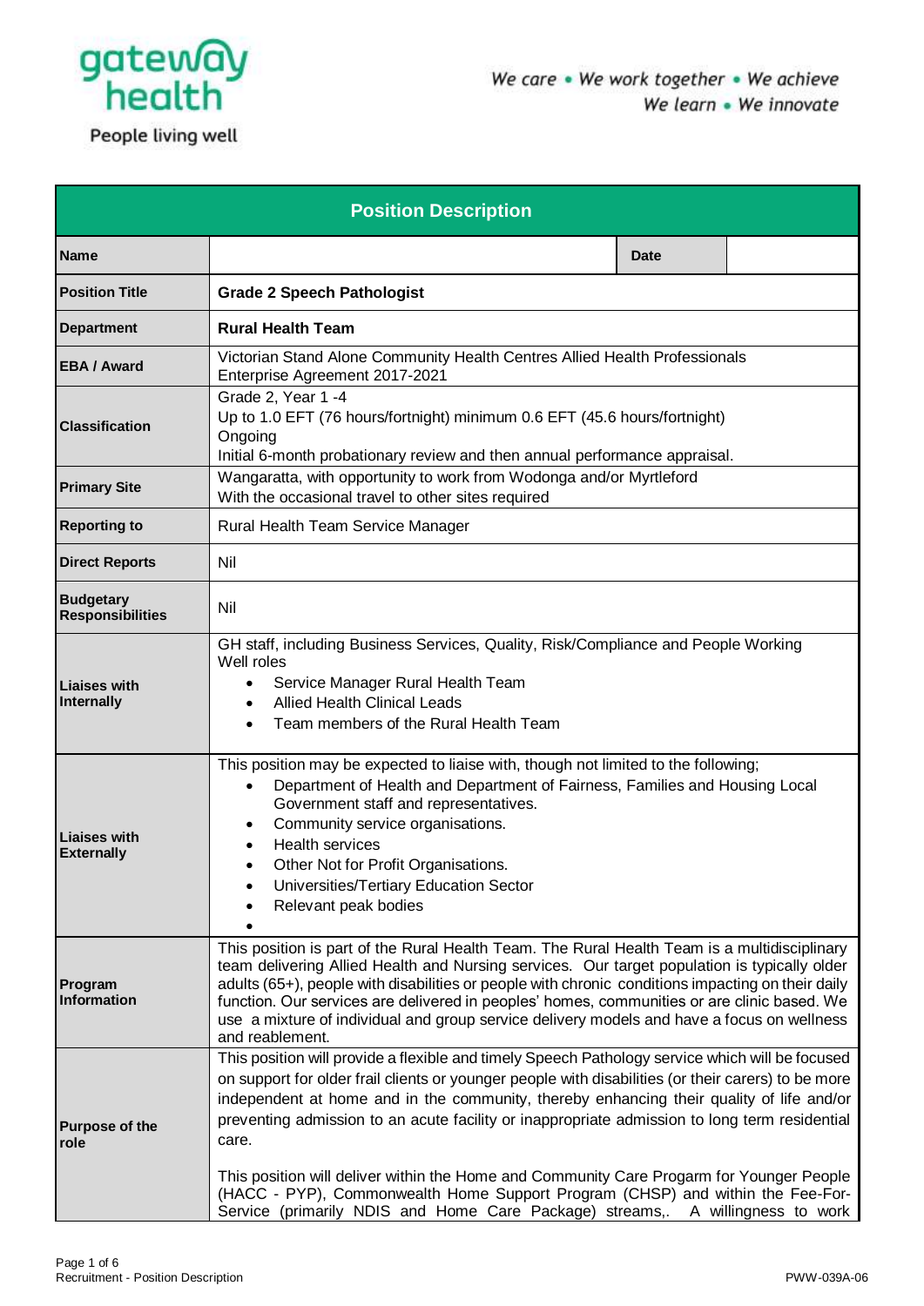gateway health

People living well

*We care • We work together • We achieve*
*We learn • We innovate*

| Position Description | | | |
|---|---|---|---|
| **Name** | | **Date** | |
| **Position Title** | **Grade 2 Speech Pathologist** | | |
| **Department** | **Rural Health Team** | | |
| **EBA / Award** | Victorian Stand Alone Community Health Centres Allied Health Professionals Enterprise Agreement 2017-2021 | | |
| **Classification** | Grade 2, Year 1 -4<br>Up to 1.0 EFT (76 hours/fortnight) minimum 0.6 EFT (45.6 hours/fortnight)<br>Ongoing<br>Initial 6-month probationary review and then annual performance appraisal. | | |
| **Primary Site** | Wangaratta, with opportunity to work from Wodonga and/or Myrtleford<br>With the occasional travel to other sites required | | |
| **Reporting to** | Rural Health Team Service Manager | | |
| **Direct Reports** | Nil | | |
| **Budgetary Responsibilities** | Nil | | |
| **Liaises with Internally** | GH staff, including Business Services, Quality, Risk/Compliance and People Working Well roles<br>• Service Manager Rural Health Team<br>• Allied Health Clinical Leads<br>• Team members of the Rural Health Team | | |
| **Liaises with Externally** | This position may be expected to liaise with, though not limited to the following;<br>• Department of Health and Department of Fairness, Families and Housing Local Government staff and representatives.<br>• Community service organisations.<br>• Health services<br>• Other Not for Profit Organisations.<br>• Universities/Tertiary Education Sector<br>• Relevant peak bodies<br>• | | |
| **Program Information** | This position is part of the Rural Health Team. The Rural Health Team is a multidisciplinary team delivering Allied Health and Nursing services. Our target population is typically older adults (65+), people with disabilities or people with chronic conditions impacting on their daily function. Our services are delivered in peoples' homes, communities or are clinic based. We use a mixture of individual and group service delivery models and have a focus on wellness and reablement. | | |
| **Purpose of the role** | This position will provide a flexible and timely Speech Pathology service which will be focused on support for older frail clients or younger people with disabilities (or their carers) to be more independent at home and in the community, thereby enhancing their quality of life and/or preventing admission to an acute facility or inappropriate admission to long term residential care.<br><br>This position will deliver within the Home and Community Care Progarm for Younger People (HACC - PYP), Commonwealth Home Support Program (CHSP) and within the Fee-For-Service (primarily NDIS and Home Care Package) streams,. A willingness to work | | |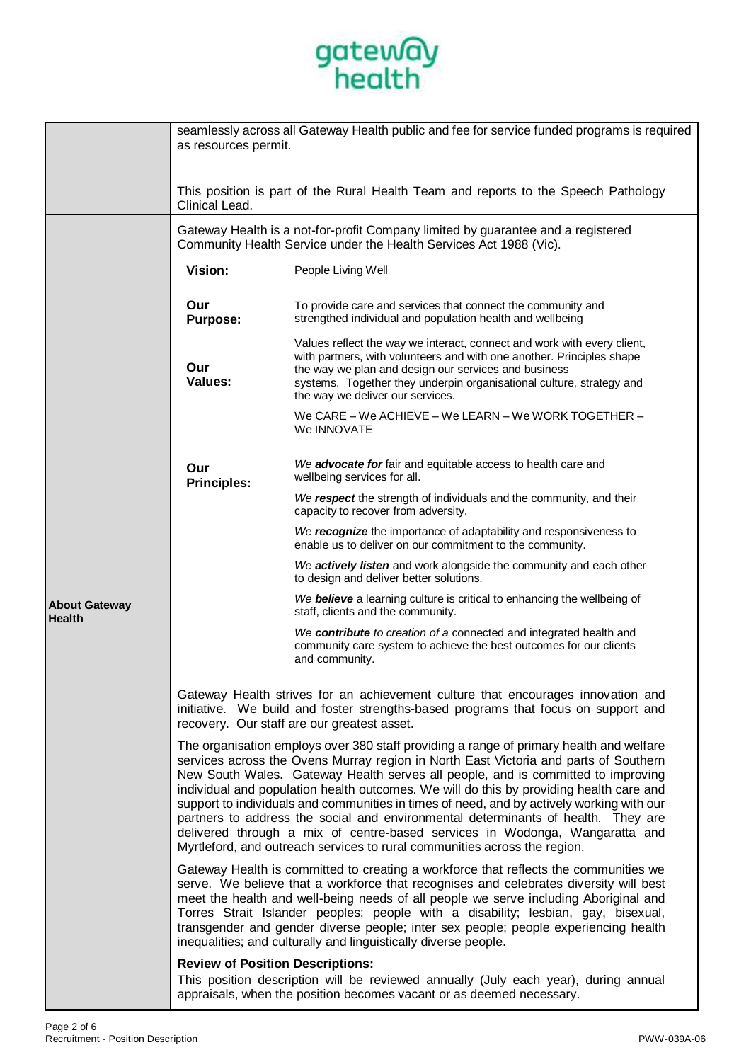| | |
|---|---|
| | seamlessly across all Gateway Health public and fee for service funded programs is required as resources permit.<br><br>This position is part of the Rural Health Team and reports to the Speech Pathology Clinical Lead. |
| **About Gateway Health** | Gateway Health is a not-for-profit Company limited by guarantee and a registered Community Health Service under the Health Services Act 1988 (Vic).<br><br>**Vision:** People Living Well<br><br>**Our Purpose:** To provide care and services that connect the community and strengthed individual and population health and wellbeing<br><br>**Our Values:** Values reflect the way we interact, connect and work with every client, with partners, with volunteers and with one another. Principles shape the way we plan and design our services and business systems. Together they underpin organisational culture, strategy and the way we deliver our services.<br>We CARE – We ACHIEVE – We LEARN – We WORK TOGETHER – We INNOVATE<br><br>**Our Principles:**<br>*We **advocate for*** fair and equitable access to health care and wellbeing services for all.<br>*We **respect*** the strength of individuals and the community, and their capacity to recover from adversity.<br>*We **recognize*** the importance of adaptability and responsiveness to enable us to deliver on our commitment to the community.<br>*We **actively listen*** and work alongside the community and each other to design and deliver better solutions.<br>*We **believe*** a learning culture is critical to enhancing the wellbeing of staff, clients and the community.<br>*We **contribute** to creation of a* connected and integrated health and community care system to achieve the best outcomes for our clients and community.<br><br>Gateway Health strives for an achievement culture that encourages innovation and initiative. We build and foster strengths-based programs that focus on support and recovery. Our staff are our greatest asset.<br><br>The organisation employs over 380 staff providing a range of primary health and welfare services across the Ovens Murray region in North East Victoria and parts of Southern New South Wales. Gateway Health serves all people, and is committed to improving individual and population health outcomes. We will do this by providing health care and support to individuals and communities in times of need, and by actively working with our partners to address the social and environmental determinants of health. They are delivered through a mix of centre-based services in Wodonga, Wangaratta and Myrtleford, and outreach services to rural communities across the region.<br><br>Gateway Health is committed to creating a workforce that reflects the communities we serve. We believe that a workforce that recognises and celebrates diversity will best meet the health and well-being needs of all people we serve including Aboriginal and Torres Strait Islander peoples; people with a disability; lesbian, gay, bisexual, transgender and gender diverse people; inter sex people; people experiencing health inequalities; and culturally and linguistically diverse people.<br><br>**Review of Position Descriptions:**<br>This position description will be reviewed annually (July each year), during annual appraisals, when the position becomes vacant or as deemed necessary. |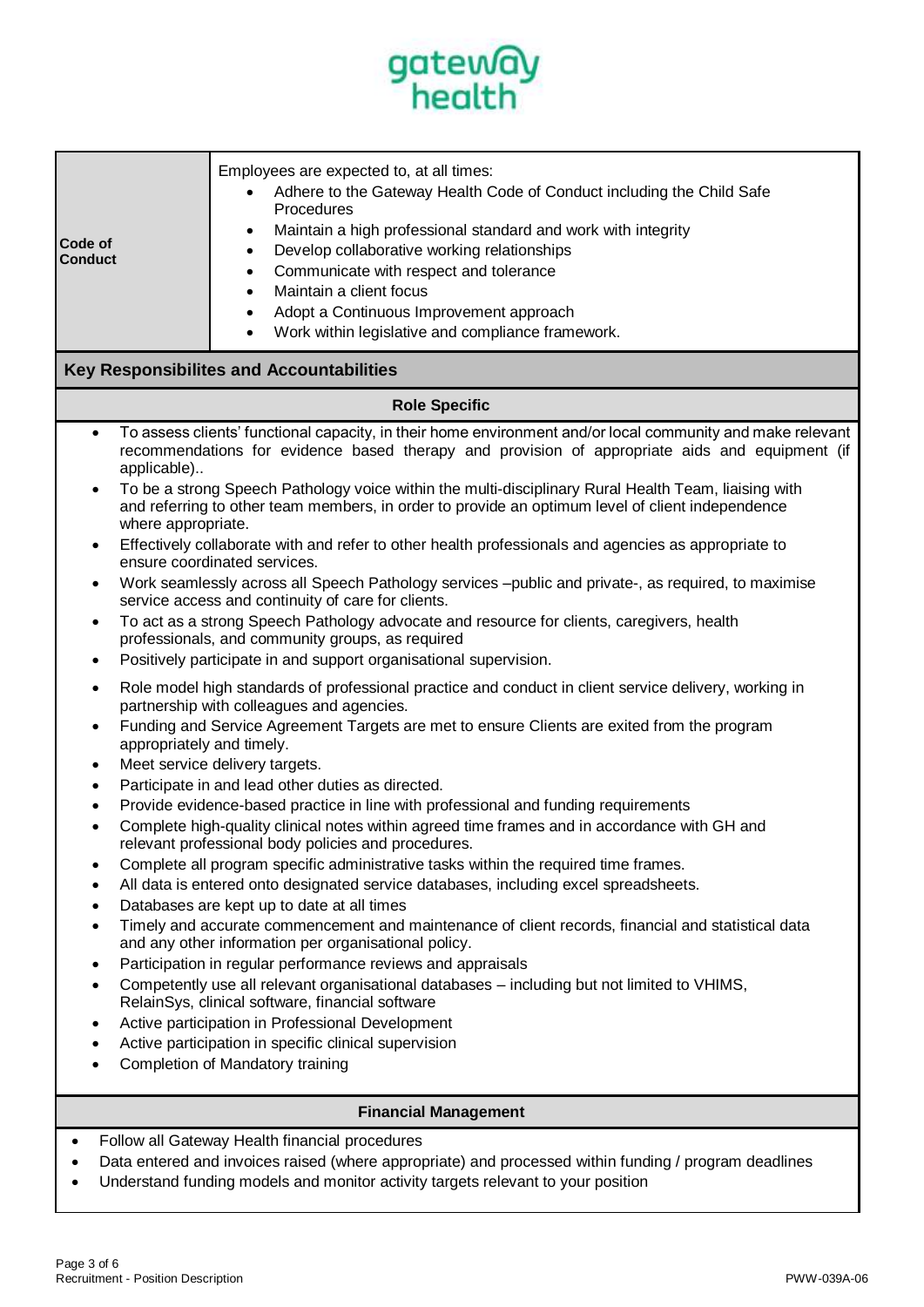| Code of Conduct | Employees are expected to, at all times:<br>• Adhere to the Gateway Health Code of Conduct including the Child Safe Procedures<br>• Maintain a high professional standard and work with integrity<br>• Develop collaborative working relationships<br>• Communicate with respect and tolerance<br>• Maintain a client focus<br>• Adopt a Continuous Improvement approach<br>• Work within legislative and compliance framework. |
|---|---|

## Key Responsibilites and Accountabilities

### Role Specific

- To assess clients' functional capacity, in their home environment and/or local community and make relevant recommendations for evidence based therapy and provision of appropriate aids and equipment (if applicable)..
- To be a strong Speech Pathology voice within the multi-disciplinary Rural Health Team, liaising with and referring to other team members, in order to provide an optimum level of client independence where appropriate.
- Effectively collaborate with and refer to other health professionals and agencies as appropriate to ensure coordinated services.
- Work seamlessly across all Speech Pathology services –public and private-, as required, to maximise service access and continuity of care for clients.
- To act as a strong Speech Pathology advocate and resource for clients, caregivers, health professionals, and community groups, as required
- Positively participate in and support organisational supervision.
- Role model high standards of professional practice and conduct in client service delivery, working in partnership with colleagues and agencies.
- Funding and Service Agreement Targets are met to ensure Clients are exited from the program appropriately and timely.
- Meet service delivery targets.
- Participate in and lead other duties as directed.
- Provide evidence-based practice in line with professional and funding requirements
- Complete high-quality clinical notes within agreed time frames and in accordance with GH and relevant professional body policies and procedures.
- Complete all program specific administrative tasks within the required time frames.
- All data is entered onto designated service databases, including excel spreadsheets.
- Databases are kept up to date at all times
- Timely and accurate commencement and maintenance of client records, financial and statistical data and any other information per organisational policy.
- Participation in regular performance reviews and appraisals
- Competently use all relevant organisational databases – including but not limited to VHIMS, RelainSys, clinical software, financial software
- Active participation in Professional Development
- Active participation in specific clinical supervision
- Completion of Mandatory training

### Financial Management

- Follow all Gateway Health financial procedures
- Data entered and invoices raised (where appropriate) and processed within funding / program deadlines
- Understand funding models and monitor activity targets relevant to your position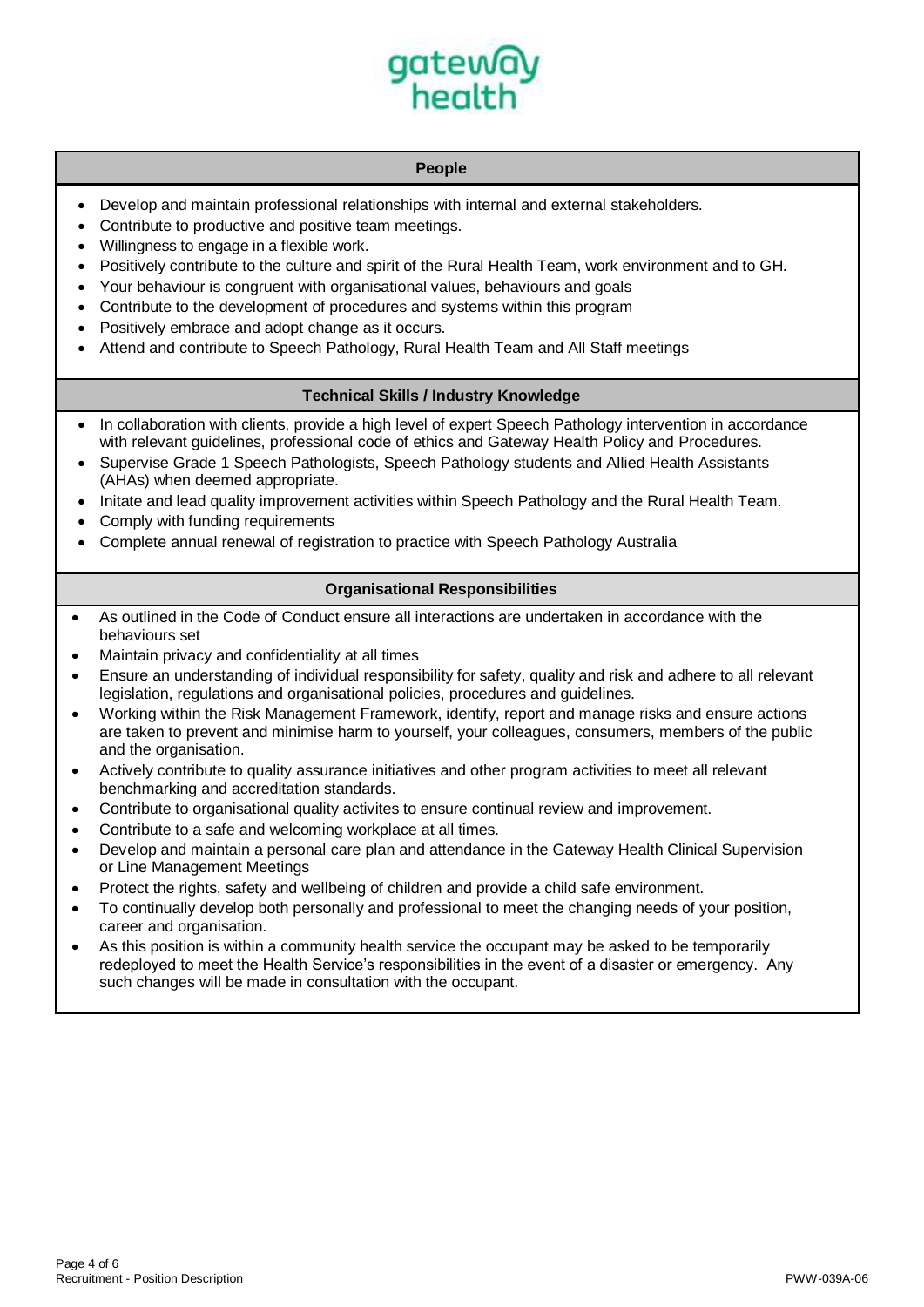## People

- Develop and maintain professional relationships with internal and external stakeholders.
- Contribute to productive and positive team meetings.
- Willingness to engage in a flexible work.
- Positively contribute to the culture and spirit of the Rural Health Team, work environment and to GH.
- Your behaviour is congruent with organisational values, behaviours and goals
- Contribute to the development of procedures and systems within this program
- Positively embrace and adopt change as it occurs.
- Attend and contribute to Speech Pathology, Rural Health Team and All Staff meetings

## Technical Skills / Industry Knowledge

- In collaboration with clients, provide a high level of expert Speech Pathology intervention in accordance with relevant guidelines, professional code of ethics and Gateway Health Policy and Procedures.
- Supervise Grade 1 Speech Pathologists, Speech Pathology students and Allied Health Assistants (AHAs) when deemed appropriate.
- Initate and lead quality improvement activities within Speech Pathology and the Rural Health Team.
- Comply with funding requirements
- Complete annual renewal of registration to practice with Speech Pathology Australia

## Organisational Responsibilities

- As outlined in the Code of Conduct ensure all interactions are undertaken in accordance with the behaviours set
- Maintain privacy and confidentiality at all times
- Ensure an understanding of individual responsibility for safety, quality and risk and adhere to all relevant legislation, regulations and organisational policies, procedures and guidelines.
- Working within the Risk Management Framework, identify, report and manage risks and ensure actions are taken to prevent and minimise harm to yourself, your colleagues, consumers, members of the public and the organisation.
- Actively contribute to quality assurance initiatives and other program activities to meet all relevant benchmarking and accreditation standards.
- Contribute to organisational quality activites to ensure continual review and improvement.
- Contribute to a safe and welcoming workplace at all times.
- Develop and maintain a personal care plan and attendance in the Gateway Health Clinical Supervision or Line Management Meetings
- Protect the rights, safety and wellbeing of children and provide a child safe environment.
- To continually develop both personally and professional to meet the changing needs of your position, career and organisation.
- As this position is within a community health service the occupant may be asked to be temporarily redeployed to meet the Health Service's responsibilities in the event of a disaster or emergency. Any such changes will be made in consultation with the occupant.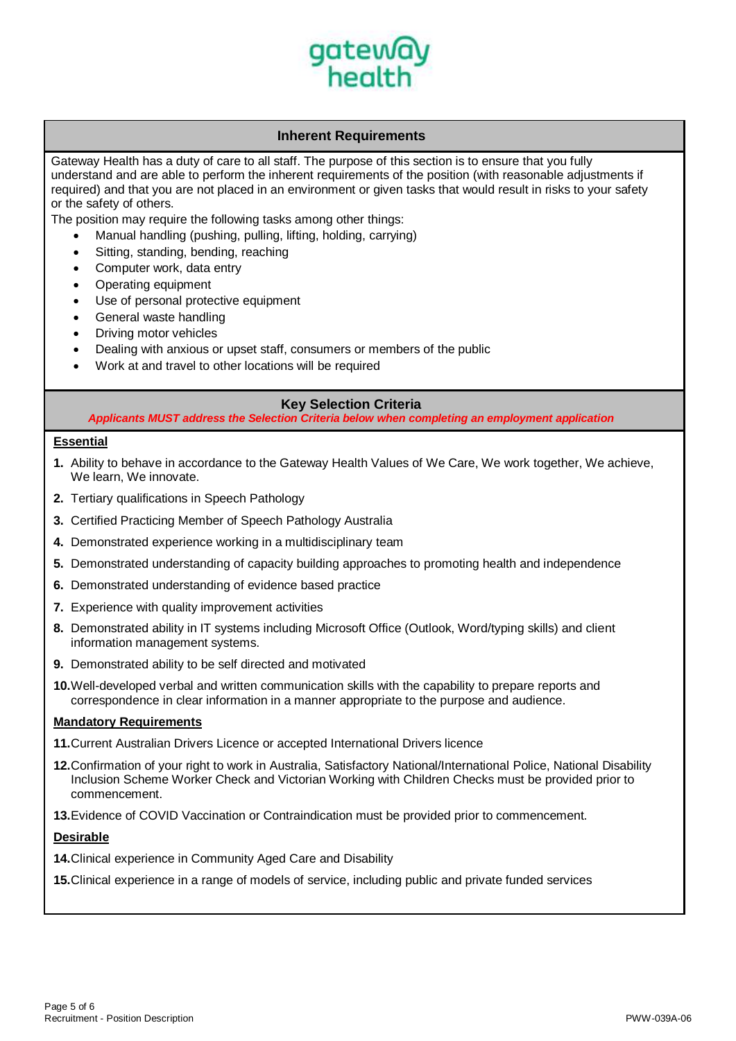## Inherent Requirements

Gateway Health has a duty of care to all staff. The purpose of this section is to ensure that you fully understand and are able to perform the inherent requirements of the position (with reasonable adjustments if required) and that you are not placed in an environment or given tasks that would result in risks to your safety or the safety of others.

The position may require the following tasks among other things:

- Manual handling (pushing, pulling, lifting, holding, carrying)
- Sitting, standing, bending, reaching
- Computer work, data entry
- Operating equipment
- Use of personal protective equipment
- General waste handling
- Driving motor vehicles
- Dealing with anxious or upset staff, consumers or members of the public
- Work at and travel to other locations will be required

## Key Selection Criteria

***Applicants MUST address the Selection Criteria below when completing an employment application***

**Essential**

1. Ability to behave in accordance to the Gateway Health Values of We Care, We work together, We achieve, We learn, We innovate.
2. Tertiary qualifications in Speech Pathology
3. Certified Practicing Member of Speech Pathology Australia
4. Demonstrated experience working in a multidisciplinary team
5. Demonstrated understanding of capacity building approaches to promoting health and independence
6. Demonstrated understanding of evidence based practice
7. Experience with quality improvement activities
8. Demonstrated ability in IT systems including Microsoft Office (Outlook, Word/typing skills) and client information management systems.
9. Demonstrated ability to be self directed and motivated
10. Well-developed verbal and written communication skills with the capability to prepare reports and correspondence in clear information in a manner appropriate to the purpose and audience.

**Mandatory Requirements**

11. Current Australian Drivers Licence or accepted International Drivers licence
12. Confirmation of your right to work in Australia, Satisfactory National/International Police, National Disability Inclusion Scheme Worker Check and Victorian Working with Children Checks must be provided prior to commencement.
13. Evidence of COVID Vaccination or Contraindication must be provided prior to commencement.

**Desirable**

14. Clinical experience in Community Aged Care and Disability
15. Clinical experience in a range of models of service, including public and private funded services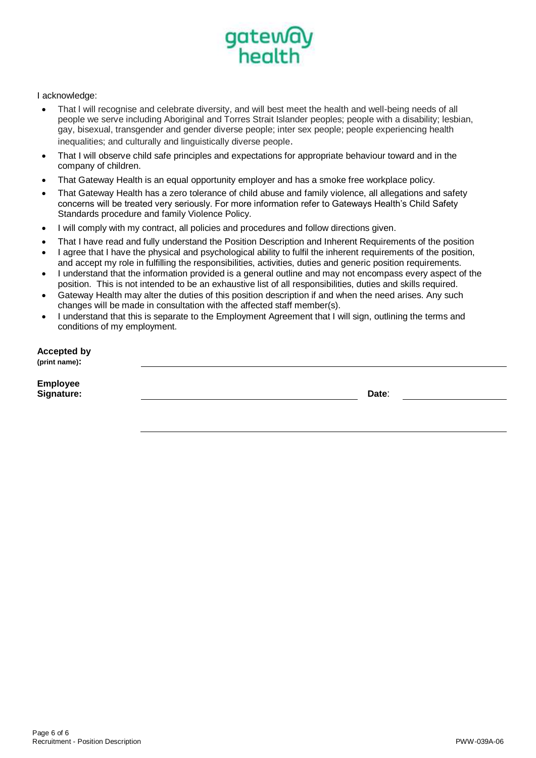I acknowledge:

- That I will recognise and celebrate diversity, and will best meet the health and well-being needs of all people we serve including Aboriginal and Torres Strait Islander peoples; people with a disability; lesbian, gay, bisexual, transgender and gender diverse people; inter sex people; people experiencing health inequalities; and culturally and linguistically diverse people.
- That I will observe child safe principles and expectations for appropriate behaviour toward and in the company of children.
- That Gateway Health is an equal opportunity employer and has a smoke free workplace policy.
- That Gateway Health has a zero tolerance of child abuse and family violence, all allegations and safety concerns will be treated very seriously. For more information refer to Gateways Health's Child Safety Standards procedure and family Violence Policy.
- I will comply with my contract, all policies and procedures and follow directions given.
- That I have read and fully understand the Position Description and Inherent Requirements of the position
- I agree that I have the physical and psychological ability to fulfil the inherent requirements of the position, and accept my role in fulfilling the responsibilities, activities, duties and generic position requirements.
- I understand that the information provided is a general outline and may not encompass every aspect of the position. This is not intended to be an exhaustive list of all responsibilities, duties and skills required.
- Gateway Health may alter the duties of this position description if and when the need arises. Any such changes will be made in consultation with the affected staff member(s).
- I understand that this is separate to the Employment Agreement that I will sign, outlining the terms and conditions of my employment.

**Accepted by (print name):** ____________________________________________

**Employee Signature:** ______________________________ **Date**: ________________